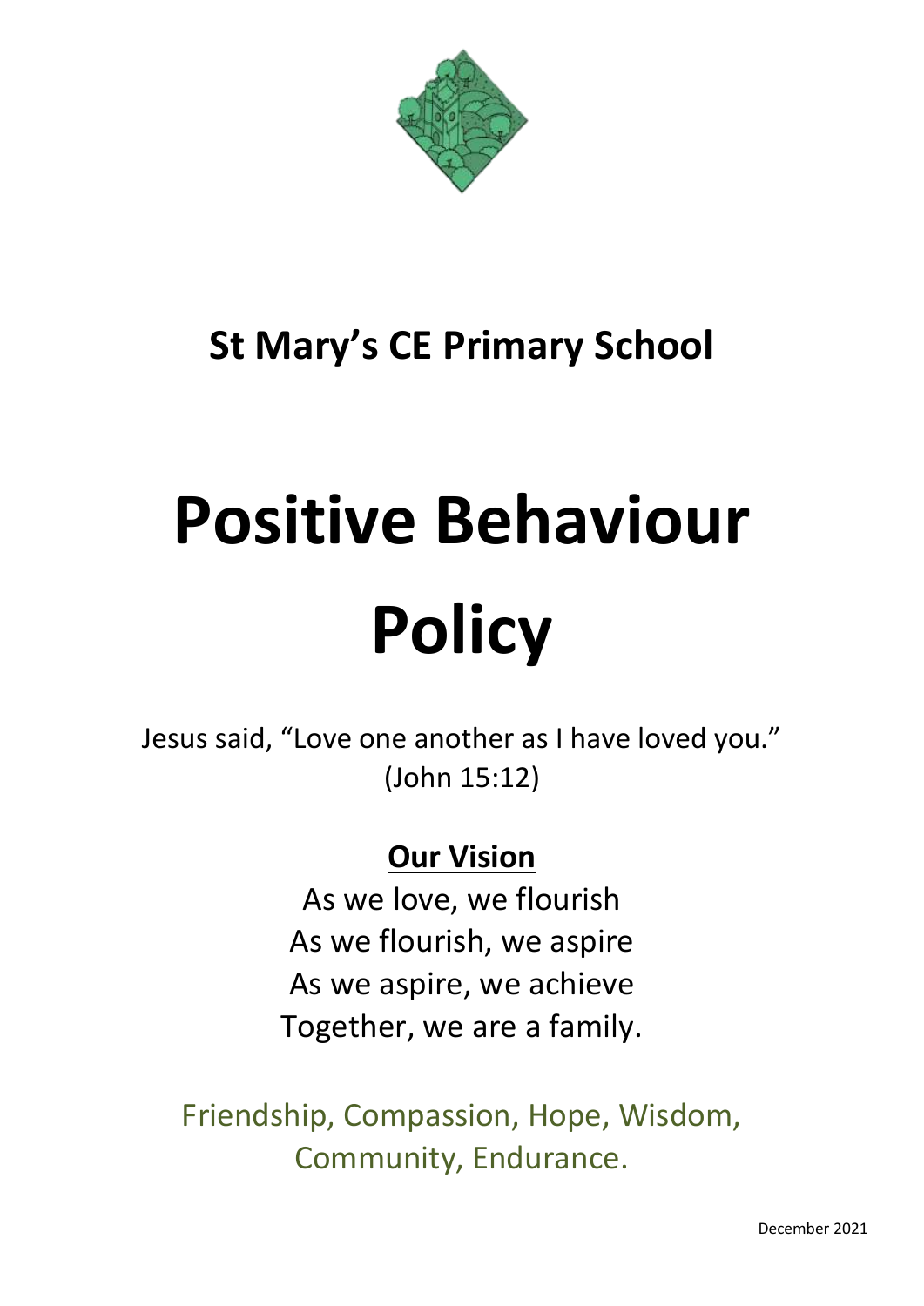## St Mary's CE Primary School

# Positive Behaviour Policy

Jesus said, "Love one another as I have loved you." (John 15:12)

**Our Vision**

As we love, we flourish
As we flourish, we aspire
As we aspire, we achieve
Together, we are a family.

Friendship, Compassion, Hope, Wisdom, Community, Endurance.

December 2021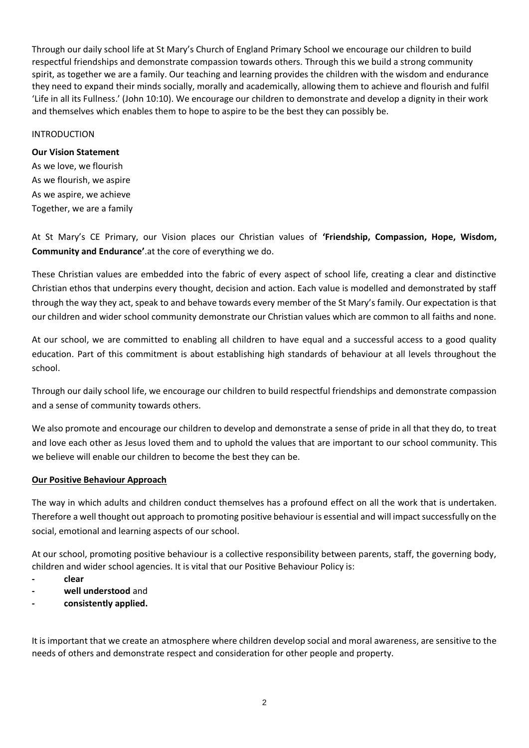Through our daily school life at St Mary's Church of England Primary School we encourage our children to build respectful friendships and demonstrate compassion towards others. Through this we build a strong community spirit, as together we are a family. Our teaching and learning provides the children with the wisdom and endurance they need to expand their minds socially, morally and academically, allowing them to achieve and flourish and fulfil 'Life in all its Fullness.' (John 10:10). We encourage our children to demonstrate and develop a dignity in their work and themselves which enables them to hope to aspire to be the best they can possibly be.

INTRODUCTION

**Our Vision Statement**

As we love, we flourish
As we flourish, we aspire
As we aspire, we achieve
Together, we are a family

At St Mary's CE Primary, our Vision places our Christian values of **'Friendship, Compassion, Hope, Wisdom, Community and Endurance'**.at the core of everything we do.

These Christian values are embedded into the fabric of every aspect of school life, creating a clear and distinctive Christian ethos that underpins every thought, decision and action. Each value is modelled and demonstrated by staff through the way they act, speak to and behave towards every member of the St Mary's family. Our expectation is that our children and wider school community demonstrate our Christian values which are common to all faiths and none.

At our school, we are committed to enabling all children to have equal and a successful access to a good quality education. Part of this commitment is about establishing high standards of behaviour at all levels throughout the school.

Through our daily school life, we encourage our children to build respectful friendships and demonstrate compassion and a sense of community towards others.

We also promote and encourage our children to develop and demonstrate a sense of pride in all that they do, to treat and love each other as Jesus loved them and to uphold the values that are important to our school community. This we believe will enable our children to become the best they can be.

**Our Positive Behaviour Approach**

The way in which adults and children conduct themselves has a profound effect on all the work that is undertaken. Therefore a well thought out approach to promoting positive behaviour is essential and will impact successfully on the social, emotional and learning aspects of our school.

At our school, promoting positive behaviour is a collective responsibility between parents, staff, the governing body, children and wider school agencies. It is vital that our Positive Behaviour Policy is:

- **clear**
- **well understood** and
- **consistently applied.**

It is important that we create an atmosphere where children develop social and moral awareness, are sensitive to the needs of others and demonstrate respect and consideration for other people and property.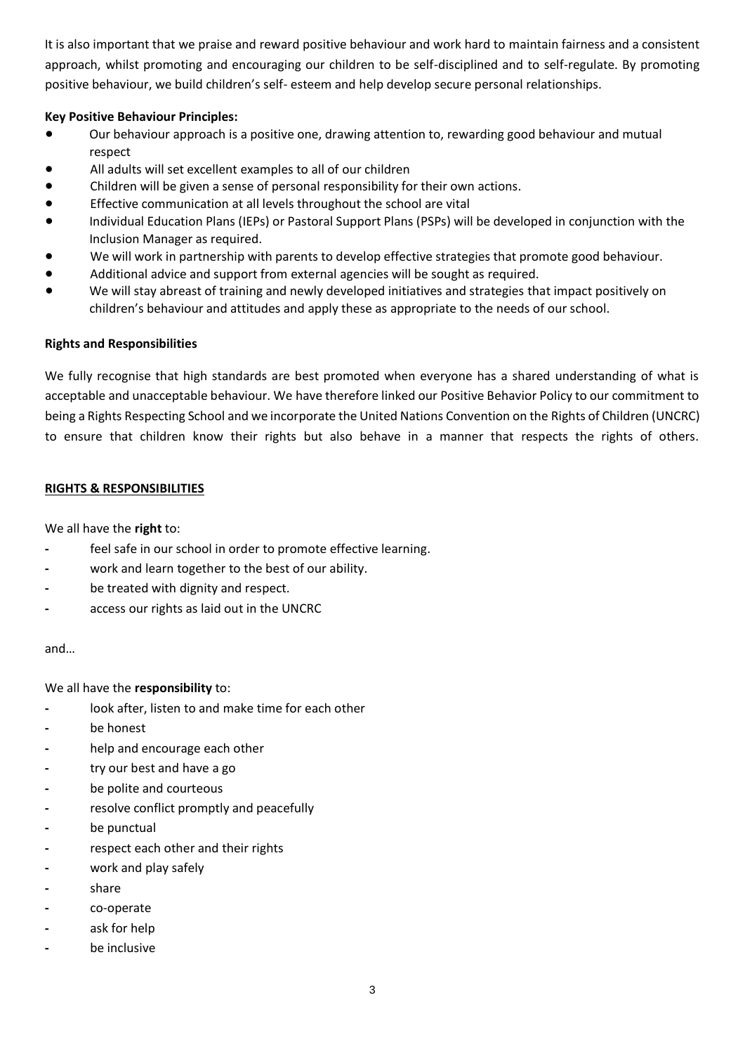It is also important that we praise and reward positive behaviour and work hard to maintain fairness and a consistent approach, whilst promoting and encouraging our children to be self-disciplined and to self-regulate. By promoting positive behaviour, we build children's self- esteem and help develop secure personal relationships.

**Key Positive Behaviour Principles:**

- Our behaviour approach is a positive one, drawing attention to, rewarding good behaviour and mutual respect
- All adults will set excellent examples to all of our children
- Children will be given a sense of personal responsibility for their own actions.
- Effective communication at all levels throughout the school are vital
- Individual Education Plans (IEPs) or Pastoral Support Plans (PSPs) will be developed in conjunction with the Inclusion Manager as required.
- We will work in partnership with parents to develop effective strategies that promote good behaviour.
- Additional advice and support from external agencies will be sought as required.
- We will stay abreast of training and newly developed initiatives and strategies that impact positively on children's behaviour and attitudes and apply these as appropriate to the needs of our school.

**Rights and Responsibilities**

We fully recognise that high standards are best promoted when everyone has a shared understanding of what is acceptable and unacceptable behaviour. We have therefore linked our Positive Behavior Policy to our commitment to being a Rights Respecting School and we incorporate the United Nations Convention on the Rights of Children (UNCRC) to ensure that children know their rights but also behave in a manner that respects the rights of others.

**RIGHTS & RESPONSIBILITIES**

We all have the **right** to:

- feel safe in our school in order to promote effective learning.
- work and learn together to the best of our ability.
- be treated with dignity and respect.
- access our rights as laid out in the UNCRC

and…

We all have the **responsibility** to:

- look after, listen to and make time for each other
- be honest
- help and encourage each other
- try our best and have a go
- be polite and courteous
- resolve conflict promptly and peacefully
- be punctual
- respect each other and their rights
- work and play safely
- share
- co-operate
- ask for help
- be inclusive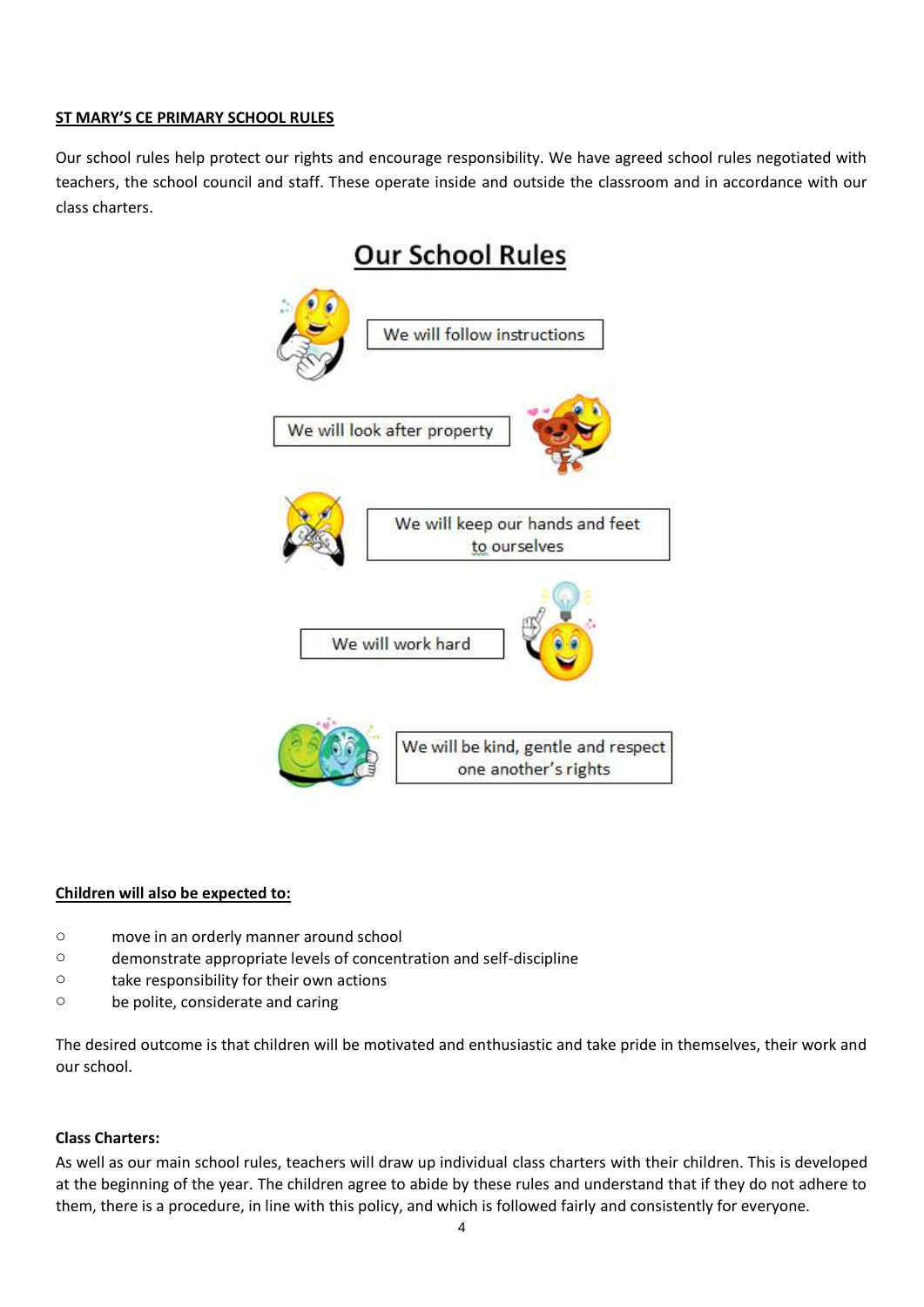## ST MARY'S CE PRIMARY SCHOOL RULES

Our school rules help protect our rights and encourage responsibility. We have agreed school rules negotiated with teachers, the school council and staff. These operate inside and outside the classroom and in accordance with our class charters.

### Our School Rules

We will follow instructions

We will look after property

We will keep our hands and feet to ourselves

We will work hard

We will be kind, gentle and respect one another's rights

**Children will also be expected to:**

- move in an orderly manner around school
- demonstrate appropriate levels of concentration and self-discipline
- take responsibility for their own actions
- be polite, considerate and caring

The desired outcome is that children will be motivated and enthusiastic and take pride in themselves, their work and our school.

**Class Charters:**

As well as our main school rules, teachers will draw up individual class charters with their children. This is developed at the beginning of the year. The children agree to abide by these rules and understand that if they do not adhere to them, there is a procedure, in line with this policy, and which is followed fairly and consistently for everyone.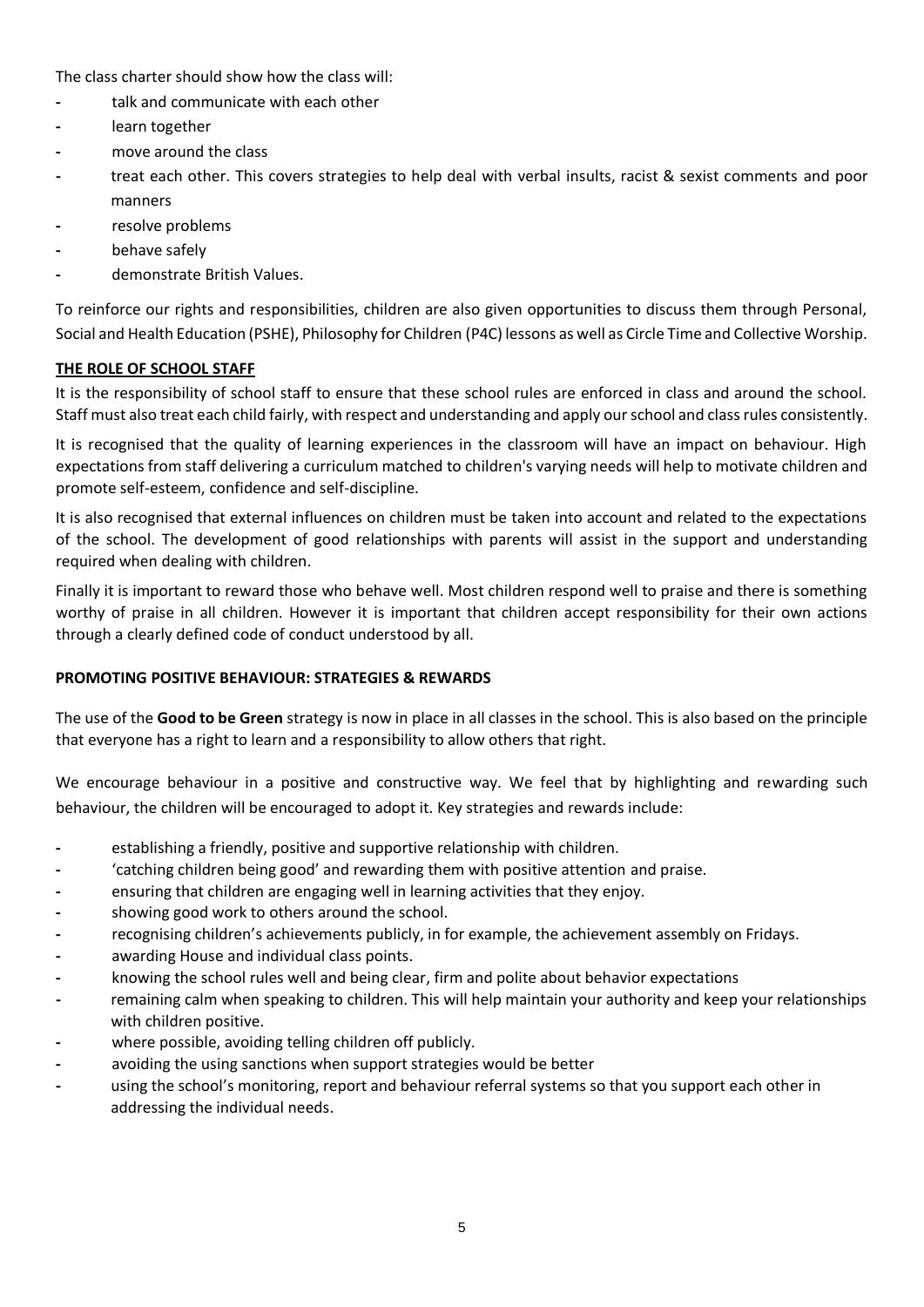The class charter should show how the class will:

- talk and communicate with each other
- learn together
- move around the class
- treat each other. This covers strategies to help deal with verbal insults, racist & sexist comments and poor manners
- resolve problems
- behave safely
- demonstrate British Values.

To reinforce our rights and responsibilities, children are also given opportunities to discuss them through Personal, Social and Health Education (PSHE), Philosophy for Children (P4C) lessons as well as Circle Time and Collective Worship.

## THE ROLE OF SCHOOL STAFF

It is the responsibility of school staff to ensure that these school rules are enforced in class and around the school. Staff must also treat each child fairly, with respect and understanding and apply our school and class rules consistently.

It is recognised that the quality of learning experiences in the classroom will have an impact on behaviour. High expectations from staff delivering a curriculum matched to children's varying needs will help to motivate children and promote self-esteem, confidence and self-discipline.

It is also recognised that external influences on children must be taken into account and related to the expectations of the school. The development of good relationships with parents will assist in the support and understanding required when dealing with children.

Finally it is important to reward those who behave well. Most children respond well to praise and there is something worthy of praise in all children. However it is important that children accept responsibility for their own actions through a clearly defined code of conduct understood by all.

## PROMOTING POSITIVE BEHAVIOUR: STRATEGIES & REWARDS

The use of the **Good to be Green** strategy is now in place in all classes in the school. This is also based on the principle that everyone has a right to learn and a responsibility to allow others that right.

We encourage behaviour in a positive and constructive way. We feel that by highlighting and rewarding such behaviour, the children will be encouraged to adopt it. Key strategies and rewards include:

- establishing a friendly, positive and supportive relationship with children.
- 'catching children being good' and rewarding them with positive attention and praise.
- ensuring that children are engaging well in learning activities that they enjoy.
- showing good work to others around the school.
- recognising children's achievements publicly, in for example, the achievement assembly on Fridays.
- awarding House and individual class points.
- knowing the school rules well and being clear, firm and polite about behavior expectations
- remaining calm when speaking to children. This will help maintain your authority and keep your relationships with children positive.
- where possible, avoiding telling children off publicly.
- avoiding the using sanctions when support strategies would be better
- using the school's monitoring, report and behaviour referral systems so that you support each other in addressing the individual needs.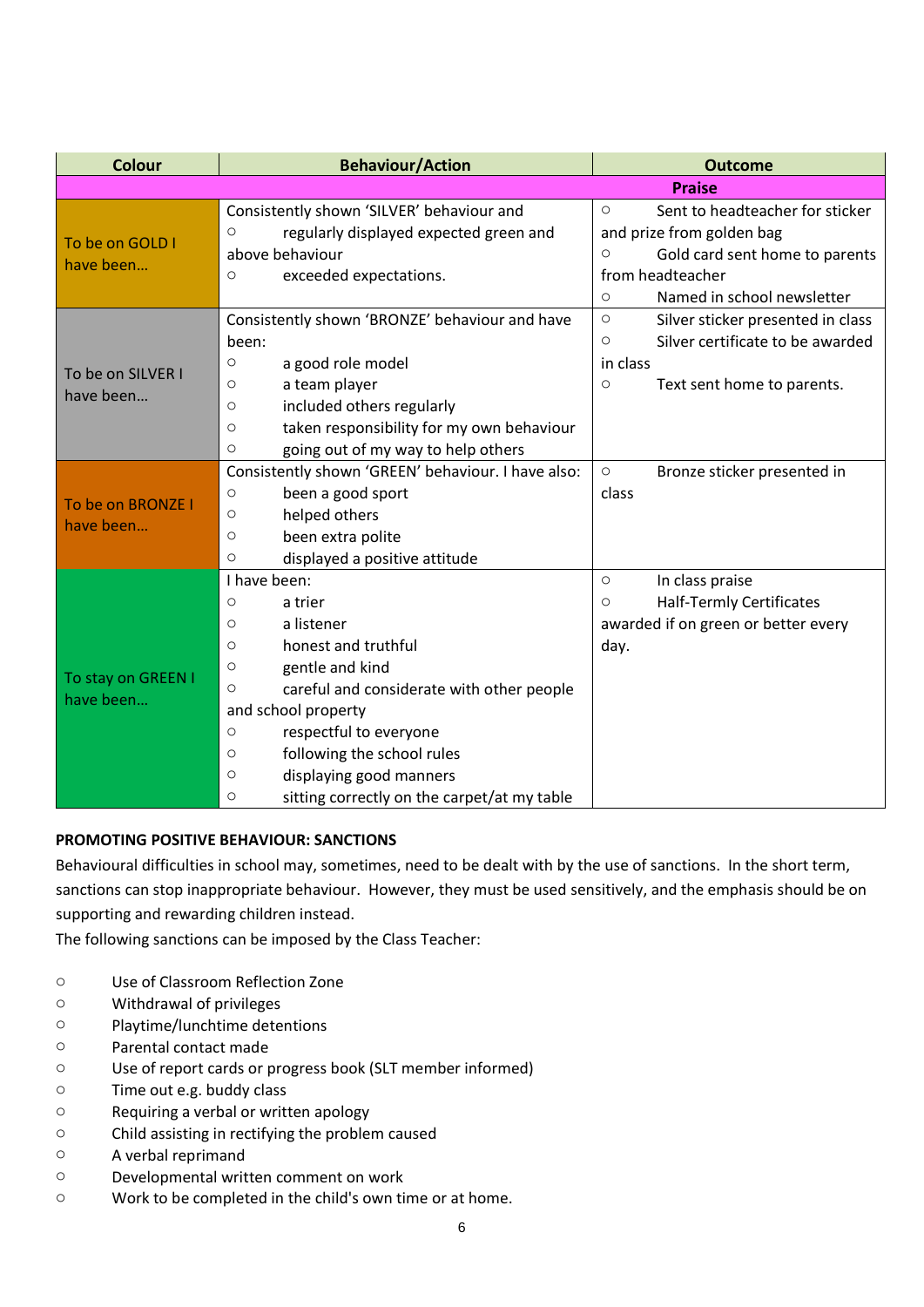| Colour | Behaviour/Action | Outcome |
|---|---|---|
| | | **Praise** |
| To be on GOLD I have been… | Consistently shown 'SILVER' behaviour and<br>○ regularly displayed expected green and above behaviour<br>○ exceeded expectations. | ○ Sent to headteacher for sticker and prize from golden bag<br>○ Gold card sent home to parents from headteacher<br>○ Named in school newsletter |
| To be on SILVER I have been… | Consistently shown 'BRONZE' behaviour and have been:<br>○ a good role model<br>○ a team player<br>○ included others regularly<br>○ taken responsibility for my own behaviour<br>○ going out of my way to help others | ○ Silver sticker presented in class<br>○ Silver certificate to be awarded in class<br>○ Text sent home to parents. |
| To be on BRONZE I have been… | Consistently shown 'GREEN' behaviour. I have also:<br>○ been a good sport<br>○ helped others<br>○ been extra polite<br>○ displayed a positive attitude | ○ Bronze sticker presented in class |
| To stay on GREEN I have been… | I have been:<br>○ a trier<br>○ a listener<br>○ honest and truthful<br>○ gentle and kind<br>○ careful and considerate with other people and school property<br>○ respectful to everyone<br>○ following the school rules<br>○ displaying good manners<br>○ sitting correctly on the carpet/at my table | ○ In class praise<br>○ Half-Termly Certificates awarded if on green or better every day. |

**PROMOTING POSITIVE BEHAVIOUR: SANCTIONS**

Behavioural difficulties in school may, sometimes, need to be dealt with by the use of sanctions. In the short term, sanctions can stop inappropriate behaviour. However, they must be used sensitively, and the emphasis should be on supporting and rewarding children instead.

The following sanctions can be imposed by the Class Teacher:

- Use of Classroom Reflection Zone
- Withdrawal of privileges
- Playtime/lunchtime detentions
- Parental contact made
- Use of report cards or progress book (SLT member informed)
- Time out e.g. buddy class
- Requiring a verbal or written apology
- Child assisting in rectifying the problem caused
- A verbal reprimand
- Developmental written comment on work
- Work to be completed in the child's own time or at home.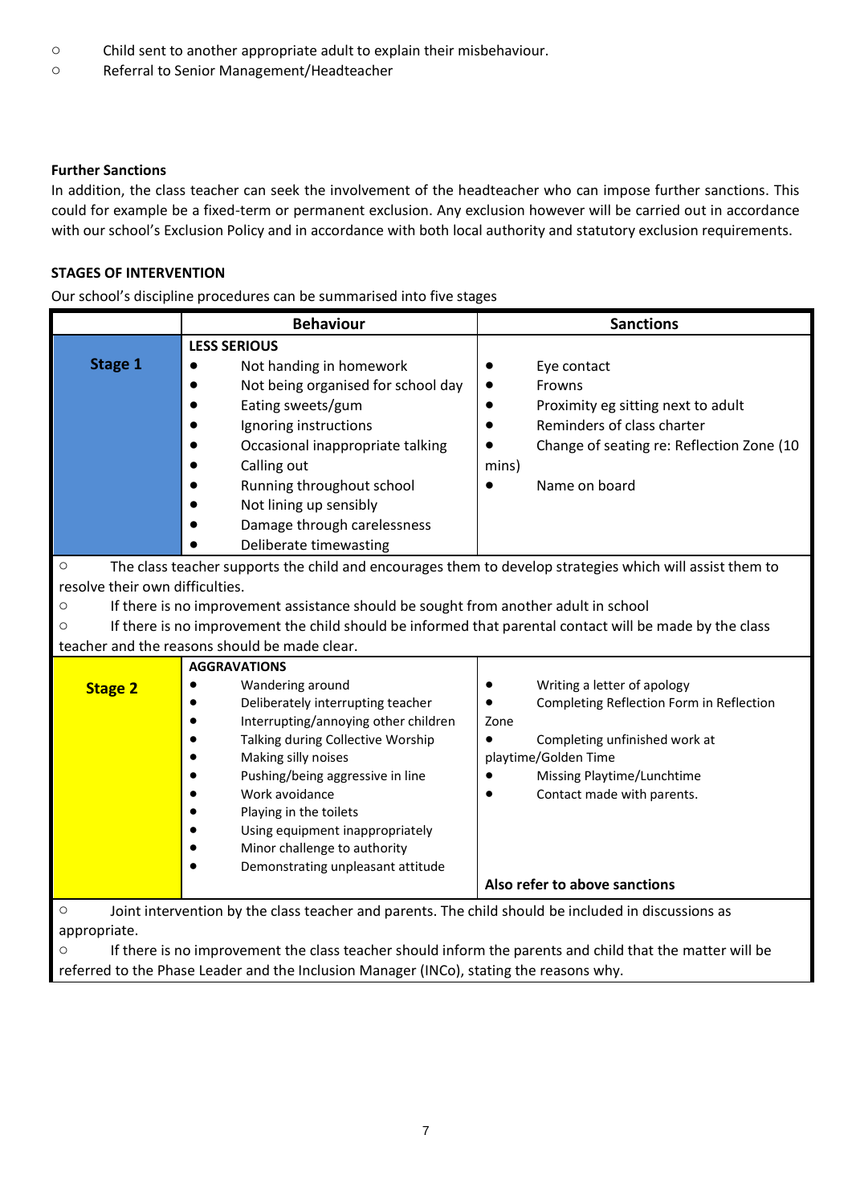- Child sent to another appropriate adult to explain their misbehaviour.
- Referral to Senior Management/Headteacher

**Further Sanctions**

In addition, the class teacher can seek the involvement of the headteacher who can impose further sanctions. This could for example be a fixed-term or permanent exclusion. Any exclusion however will be carried out in accordance with our school's Exclusion Policy and in accordance with both local authority and statutory exclusion requirements.

**STAGES OF INTERVENTION**

Our school's discipline procedures can be summarised into five stages

| | Behaviour | Sanctions |
|---|---|---|
| **Stage 1** | **LESS SERIOUS**<br>• Not handing in homework<br>• Not being organised for school day<br>• Eating sweets/gum<br>• Ignoring instructions<br>• Occasional inappropriate talking<br>• Calling out<br>• Running throughout school<br>• Not lining up sensibly<br>• Damage through carelessness<br>• Deliberate timewasting | • Eye contact<br>• Frowns<br>• Proximity eg sitting next to adult<br>• Reminders of class charter<br>• Change of seating re: Reflection Zone (10 mins)<br>• Name on board |
| ○ The class teacher supports the child and encourages them to develop strategies which will assist them to resolve their own difficulties.<br>○ If there is no improvement assistance should be sought from another adult in school<br>○ If there is no improvement the child should be informed that parental contact will be made by the class teacher and the reasons should be made clear. | | |
| **Stage 2** | **AGGRAVATIONS**<br>• Wandering around<br>• Deliberately interrupting teacher<br>• Interrupting/annoying other children<br>• Talking during Collective Worship<br>• Making silly noises<br>• Pushing/being aggressive in line<br>• Work avoidance<br>• Playing in the toilets<br>• Using equipment inappropriately<br>• Minor challenge to authority<br>• Demonstrating unpleasant attitude | • Writing a letter of apology<br>• Completing Reflection Form in Reflection Zone<br>• Completing unfinished work at playtime/Golden Time<br>• Missing Playtime/Lunchtime<br>• Contact made with parents.<br><br>**Also refer to above sanctions** |
| ○ Joint intervention by the class teacher and parents. The child should be included in discussions as appropriate.<br>○ If there is no improvement the class teacher should inform the parents and child that the matter will be referred to the Phase Leader and the Inclusion Manager (INCo), stating the reasons why. | | |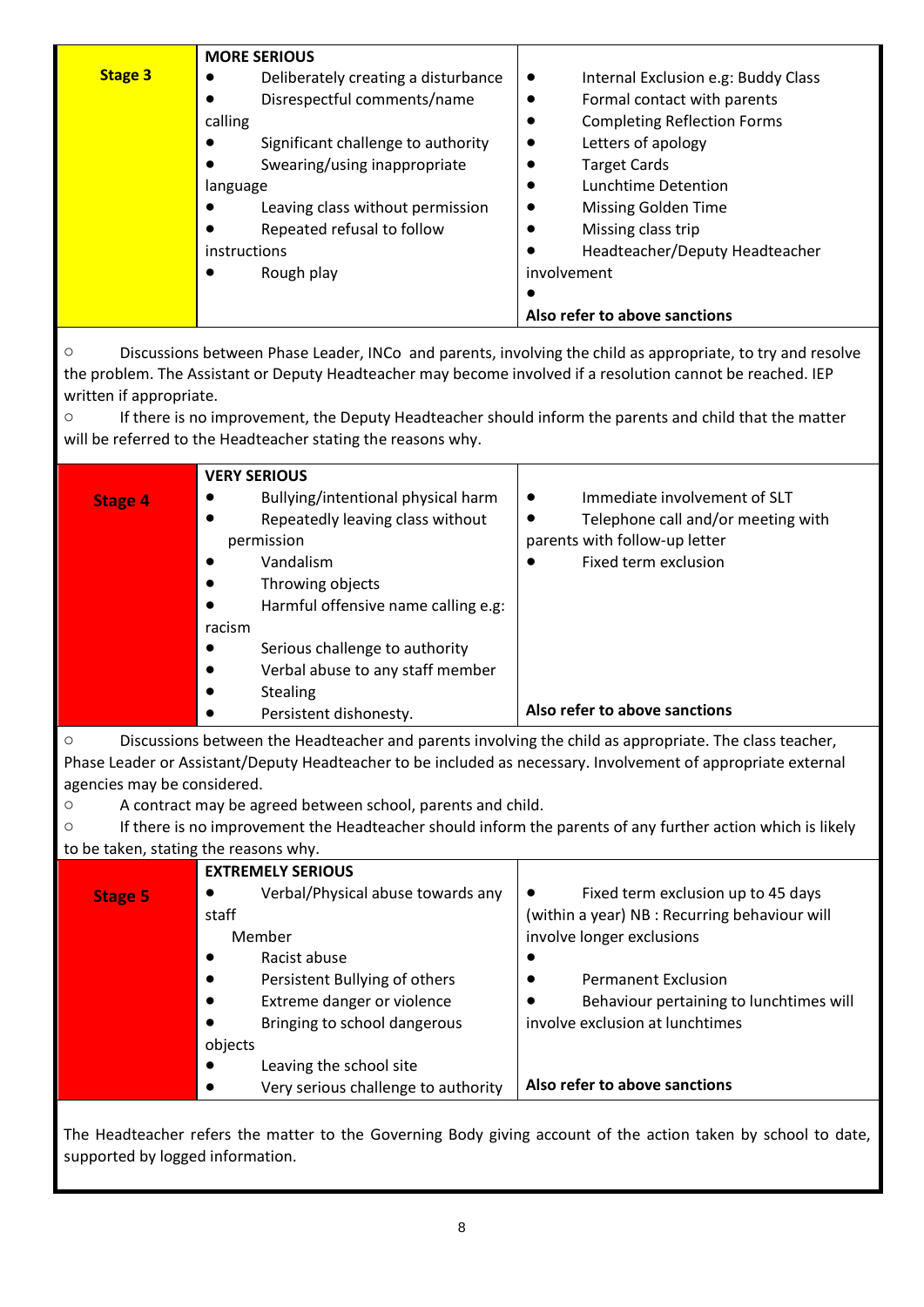| | | |
|---|---|---|
| **Stage 3** | **MORE SERIOUS**<br>● Deliberately creating a disturbance<br>● Disrespectful comments/name calling<br>● Significant challenge to authority<br>● Swearing/using inappropriate language<br>● Leaving class without permission<br>● Repeated refusal to follow instructions<br>● Rough play | ● Internal Exclusion e.g: Buddy Class<br>● Formal contact with parents<br>● Completing Reflection Forms<br>● Letters of apology<br>● Target Cards<br>● Lunchtime Detention<br>● Missing Golden Time<br>● Missing class trip<br>● Headteacher/Deputy Headteacher involvement<br>●<br>**Also refer to above sanctions** |

○ Discussions between Phase Leader, INCo and parents, involving the child as appropriate, to try and resolve the problem. The Assistant or Deputy Headteacher may become involved if a resolution cannot be reached. IEP written if appropriate.

○ If there is no improvement, the Deputy Headteacher should inform the parents and child that the matter will be referred to the Headteacher stating the reasons why.

| | | |
|---|---|---|
| **Stage 4** | **VERY SERIOUS**<br>● Bullying/intentional physical harm<br>● Repeatedly leaving class without permission<br>● Vandalism<br>● Throwing objects<br>● Harmful offensive name calling e.g: racism<br>● Serious challenge to authority<br>● Verbal abuse to any staff member<br>● Stealing<br>● Persistent dishonesty. | ● Immediate involvement of SLT<br>● Telephone call and/or meeting with parents with follow-up letter<br>● Fixed term exclusion<br><br>**Also refer to above sanctions** |

○ Discussions between the Headteacher and parents involving the child as appropriate. The class teacher, Phase Leader or Assistant/Deputy Headteacher to be included as necessary. Involvement of appropriate external agencies may be considered.

○ A contract may be agreed between school, parents and child.

○ If there is no improvement the Headteacher should inform the parents of any further action which is likely to be taken, stating the reasons why.

| | | |
|---|---|---|
| **Stage 5** | **EXTREMELY SERIOUS**<br>● Verbal/Physical abuse towards any staff Member<br>● Racist abuse<br>● Persistent Bullying of others<br>● Extreme danger or violence<br>● Bringing to school dangerous objects<br>● Leaving the school site<br>● Very serious challenge to authority | ● Fixed term exclusion up to 45 days (within a year) NB : Recurring behaviour will involve longer exclusions<br>●<br>● Permanent Exclusion<br>● Behaviour pertaining to lunchtimes will involve exclusion at lunchtimes<br><br>**Also refer to above sanctions** |

The Headteacher refers the matter to the Governing Body giving account of the action taken by school to date, supported by logged information.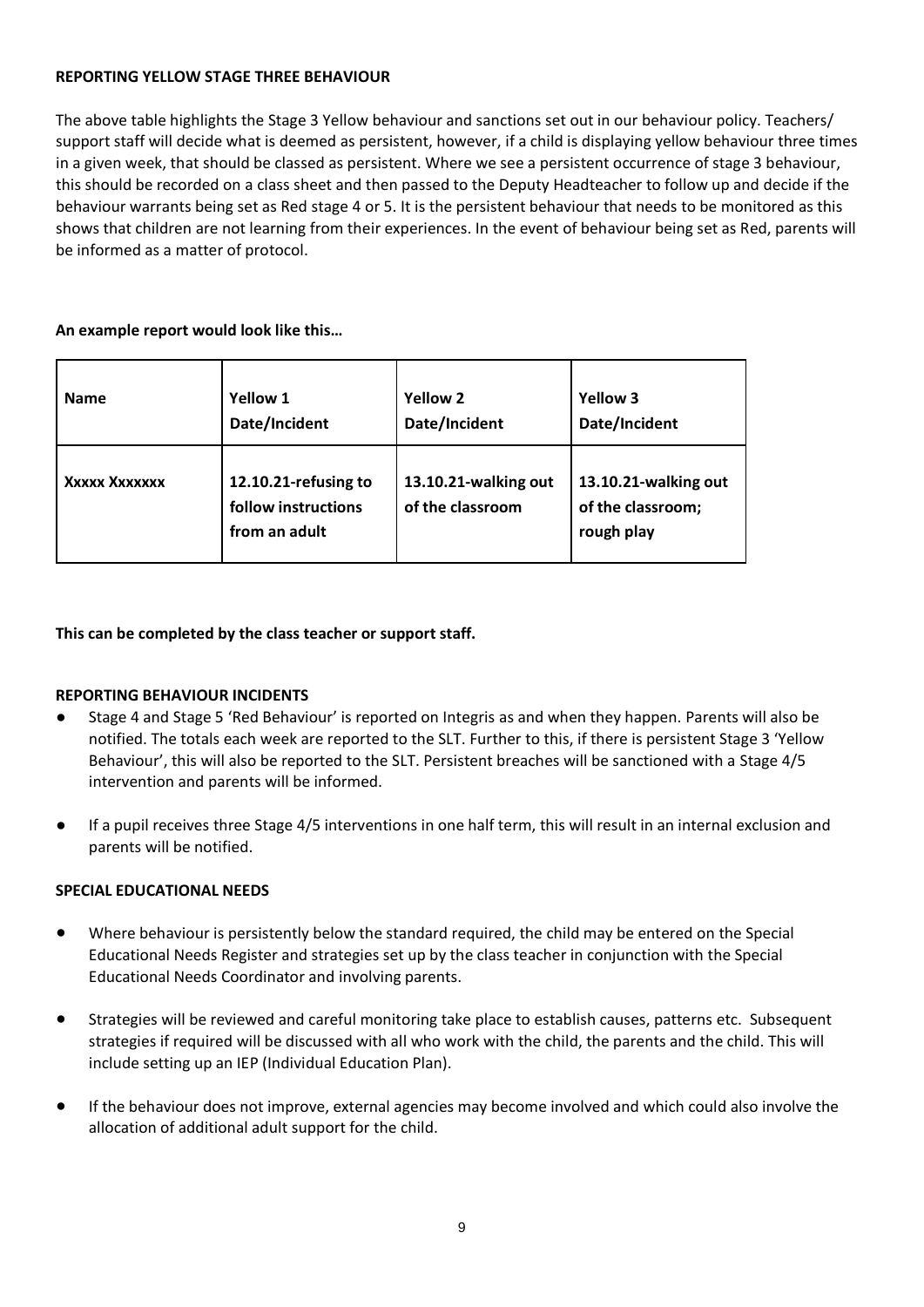**REPORTING YELLOW STAGE THREE BEHAVIOUR**

The above table highlights the Stage 3 Yellow behaviour and sanctions set out in our behaviour policy. Teachers/ support staff will decide what is deemed as persistent, however, if a child is displaying yellow behaviour three times in a given week, that should be classed as persistent. Where we see a persistent occurrence of stage 3 behaviour, this should be recorded on a class sheet and then passed to the Deputy Headteacher to follow up and decide if the behaviour warrants being set as Red stage 4 or 5. It is the persistent behaviour that needs to be monitored as this shows that children are not learning from their experiences. In the event of behaviour being set as Red, parents will be informed as a matter of protocol.

**An example report would look like this…**

| **Name** | **Yellow 1 Date/Incident** | **Yellow 2 Date/Incident** | **Yellow 3 Date/Incident** |
|---|---|---|---|
| **Xxxxx Xxxxxxx** | **12.10.21-refusing to follow instructions from an adult** | **13.10.21-walking out of the classroom** | **13.10.21-walking out of the classroom; rough play** |

**This can be completed by the class teacher or support staff.**

**REPORTING BEHAVIOUR INCIDENTS**

- Stage 4 and Stage 5 'Red Behaviour' is reported on Integris as and when they happen. Parents will also be notified. The totals each week are reported to the SLT. Further to this, if there is persistent Stage 3 'Yellow Behaviour', this will also be reported to the SLT. Persistent breaches will be sanctioned with a Stage 4/5 intervention and parents will be informed.
- If a pupil receives three Stage 4/5 interventions in one half term, this will result in an internal exclusion and parents will be notified.

**SPECIAL EDUCATIONAL NEEDS**

- Where behaviour is persistently below the standard required, the child may be entered on the Special Educational Needs Register and strategies set up by the class teacher in conjunction with the Special Educational Needs Coordinator and involving parents.
- Strategies will be reviewed and careful monitoring take place to establish causes, patterns etc. Subsequent strategies if required will be discussed with all who work with the child, the parents and the child. This will include setting up an IEP (Individual Education Plan).
- If the behaviour does not improve, external agencies may become involved and which could also involve the allocation of additional adult support for the child.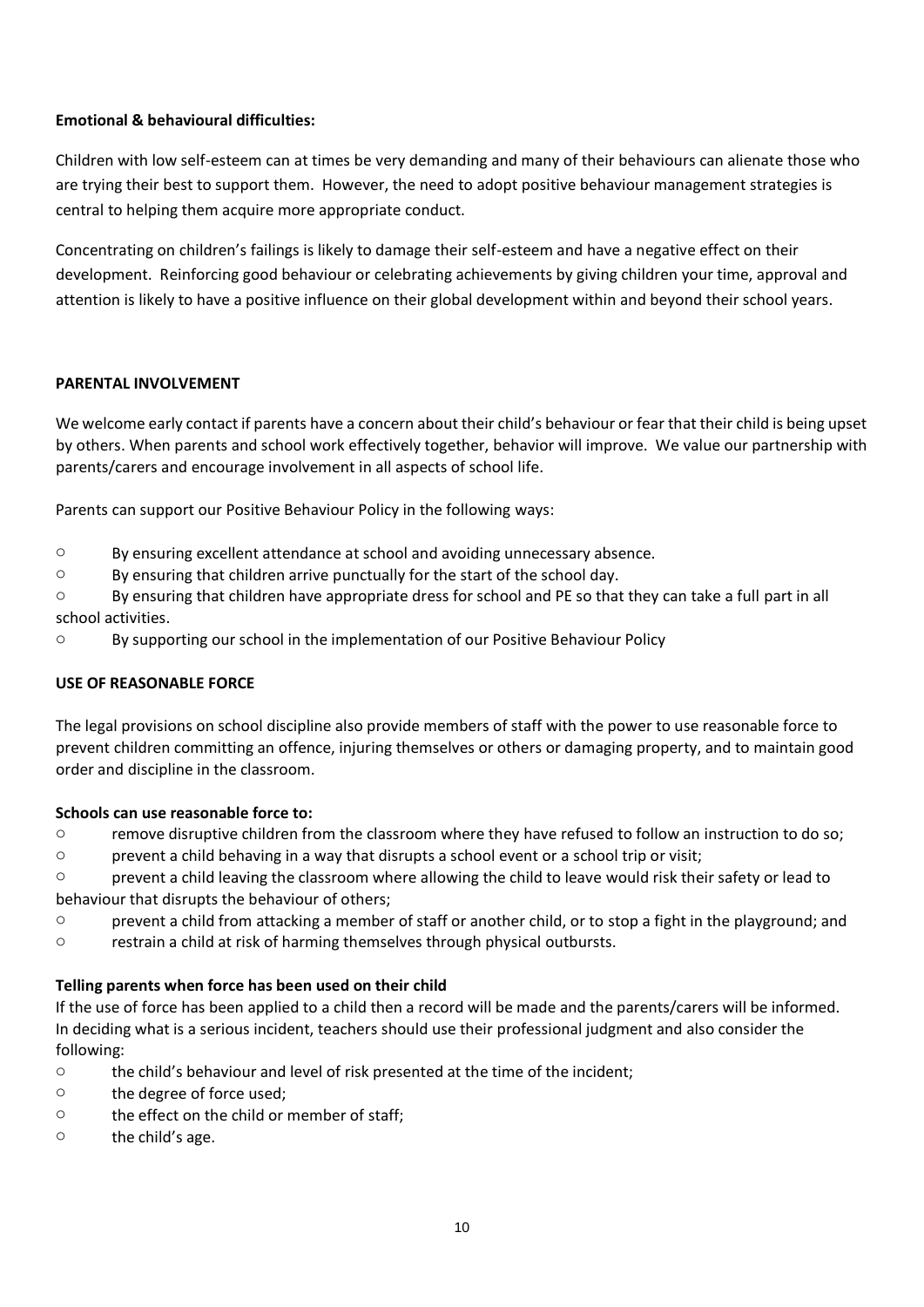**Emotional & behavioural difficulties:**

Children with low self-esteem can at times be very demanding and many of their behaviours can alienate those who are trying their best to support them. However, the need to adopt positive behaviour management strategies is central to helping them acquire more appropriate conduct.

Concentrating on children's failings is likely to damage their self-esteem and have a negative effect on their development. Reinforcing good behaviour or celebrating achievements by giving children your time, approval and attention is likely to have a positive influence on their global development within and beyond their school years.

## PARENTAL INVOLVEMENT

We welcome early contact if parents have a concern about their child's behaviour or fear that their child is being upset by others. When parents and school work effectively together, behavior will improve. We value our partnership with parents/carers and encourage involvement in all aspects of school life.

Parents can support our Positive Behaviour Policy in the following ways:

- By ensuring excellent attendance at school and avoiding unnecessary absence.
- By ensuring that children arrive punctually for the start of the school day.
- By ensuring that children have appropriate dress for school and PE so that they can take a full part in all school activities.
- By supporting our school in the implementation of our Positive Behaviour Policy

## USE OF REASONABLE FORCE

The legal provisions on school discipline also provide members of staff with the power to use reasonable force to prevent children committing an offence, injuring themselves or others or damaging property, and to maintain good order and discipline in the classroom.

**Schools can use reasonable force to:**

- remove disruptive children from the classroom where they have refused to follow an instruction to do so;
- prevent a child behaving in a way that disrupts a school event or a school trip or visit;
- prevent a child leaving the classroom where allowing the child to leave would risk their safety or lead to behaviour that disrupts the behaviour of others;
- prevent a child from attacking a member of staff or another child, or to stop a fight in the playground; and
- restrain a child at risk of harming themselves through physical outbursts.

**Telling parents when force has been used on their child**

If the use of force has been applied to a child then a record will be made and the parents/carers will be informed. In deciding what is a serious incident, teachers should use their professional judgment and also consider the following:

- the child's behaviour and level of risk presented at the time of the incident;
- the degree of force used;
- the effect on the child or member of staff;
- the child's age.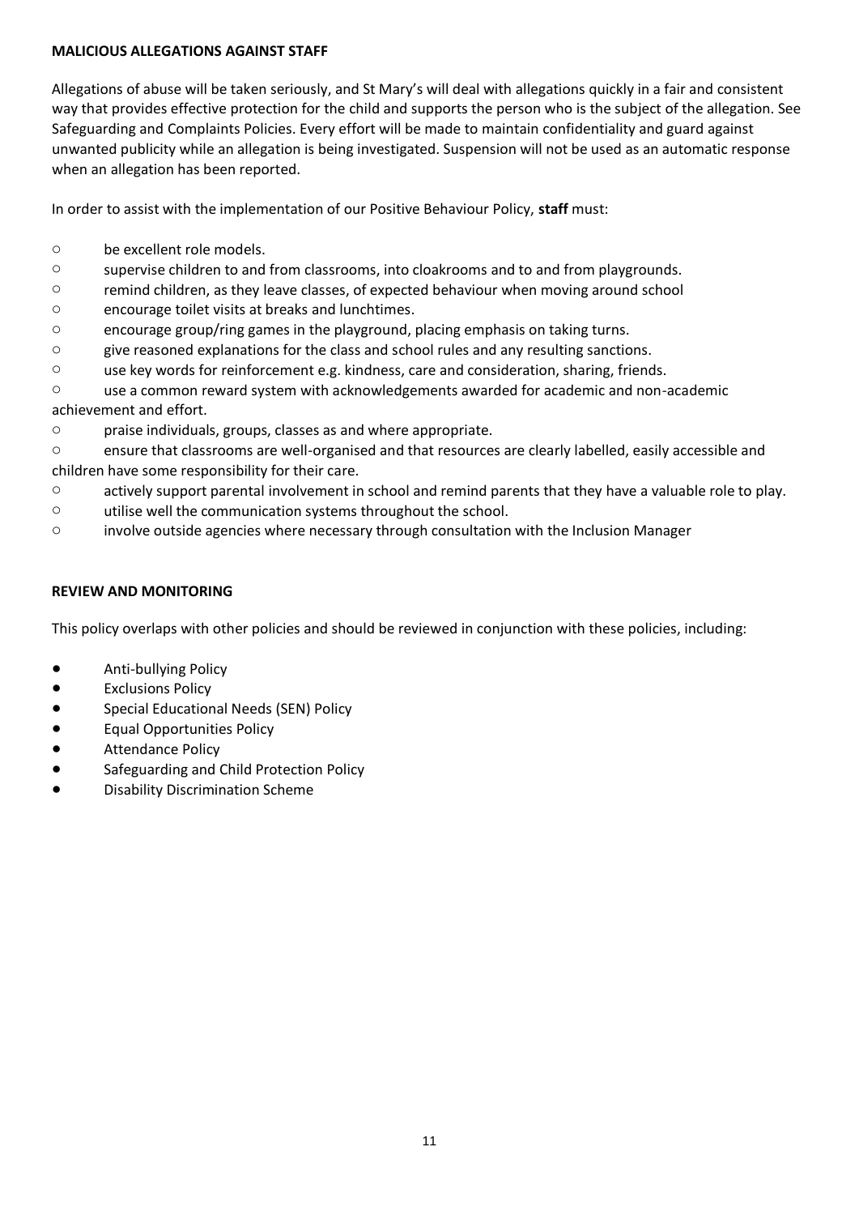**MALICIOUS ALLEGATIONS AGAINST STAFF**

Allegations of abuse will be taken seriously, and St Mary's will deal with allegations quickly in a fair and consistent way that provides effective protection for the child and supports the person who is the subject of the allegation. See Safeguarding and Complaints Policies. Every effort will be made to maintain confidentiality and guard against unwanted publicity while an allegation is being investigated. Suspension will not be used as an automatic response when an allegation has been reported.

In order to assist with the implementation of our Positive Behaviour Policy, **staff** must:

- be excellent role models.
- supervise children to and from classrooms, into cloakrooms and to and from playgrounds.
- remind children, as they leave classes, of expected behaviour when moving around school
- encourage toilet visits at breaks and lunchtimes.
- encourage group/ring games in the playground, placing emphasis on taking turns.
- give reasoned explanations for the class and school rules and any resulting sanctions.
- use key words for reinforcement e.g. kindness, care and consideration, sharing, friends.
- use a common reward system with acknowledgements awarded for academic and non-academic achievement and effort.
- praise individuals, groups, classes as and where appropriate.
- ensure that classrooms are well-organised and that resources are clearly labelled, easily accessible and children have some responsibility for their care.
- actively support parental involvement in school and remind parents that they have a valuable role to play.
- utilise well the communication systems throughout the school.
- involve outside agencies where necessary through consultation with the Inclusion Manager

**REVIEW AND MONITORING**

This policy overlaps with other policies and should be reviewed in conjunction with these policies, including:

- Anti-bullying Policy
- Exclusions Policy
- Special Educational Needs (SEN) Policy
- Equal Opportunities Policy
- Attendance Policy
- Safeguarding and Child Protection Policy
- Disability Discrimination Scheme